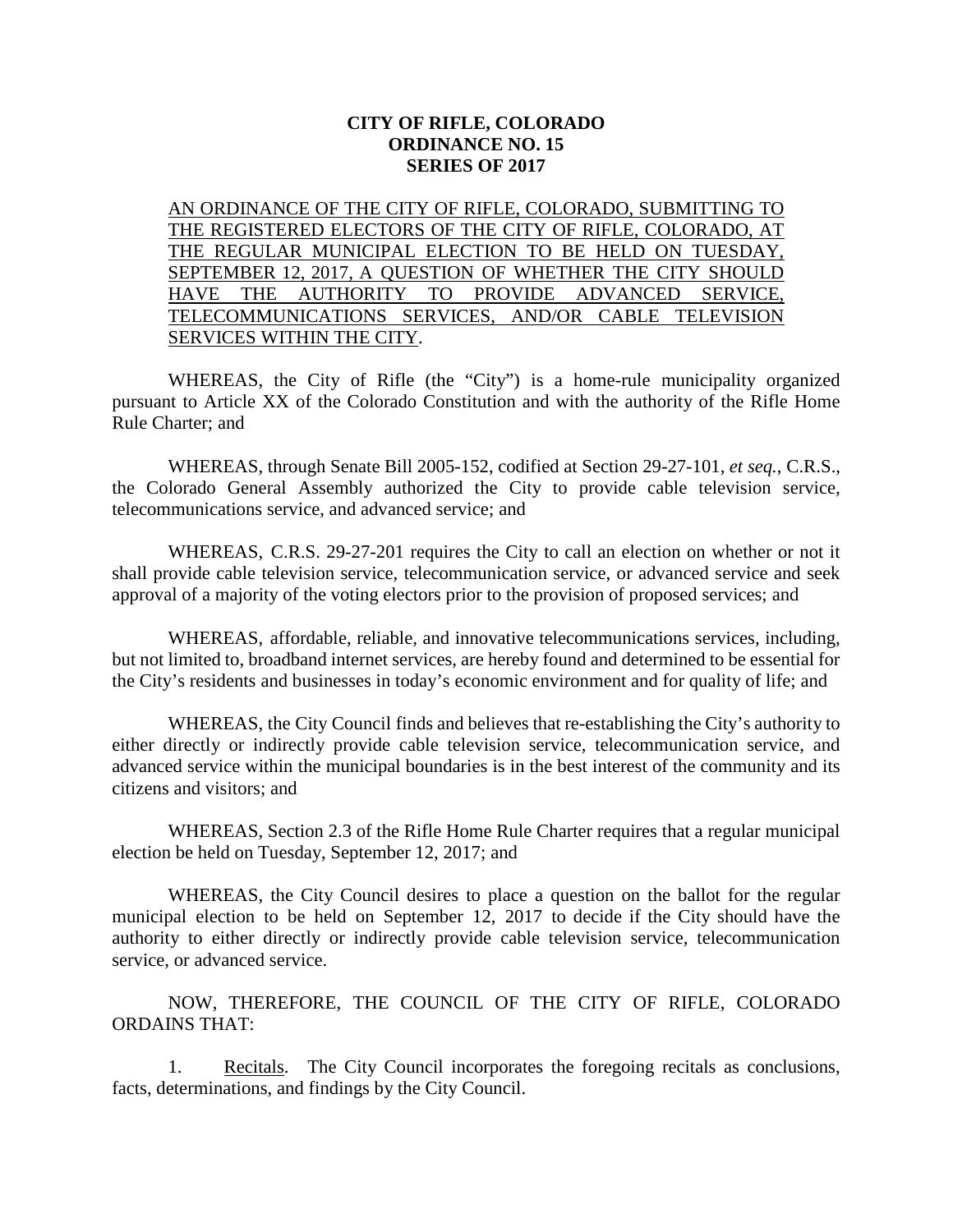**CITY OF RIFLE, COLORADO**
**ORDINANCE NO. 15**
**SERIES OF 2017**

AN ORDINANCE OF THE CITY OF RIFLE, COLORADO, SUBMITTING TO THE REGISTERED ELECTORS OF THE CITY OF RIFLE, COLORADO, AT THE REGULAR MUNICIPAL ELECTION TO BE HELD ON TUESDAY, SEPTEMBER 12, 2017, A QUESTION OF WHETHER THE CITY SHOULD HAVE THE AUTHORITY TO PROVIDE ADVANCED SERVICE, TELECOMMUNICATIONS SERVICES, AND/OR CABLE TELEVISION SERVICES WITHIN THE CITY.

WHEREAS, the City of Rifle (the "City") is a home-rule municipality organized pursuant to Article XX of the Colorado Constitution and with the authority of the Rifle Home Rule Charter; and

WHEREAS, through Senate Bill 2005-152, codified at Section 29-27-101, *et seq.*, C.R.S., the Colorado General Assembly authorized the City to provide cable television service, telecommunications service, and advanced service; and

WHEREAS, C.R.S. 29-27-201 requires the City to call an election on whether or not it shall provide cable television service, telecommunication service, or advanced service and seek approval of a majority of the voting electors prior to the provision of proposed services; and

WHEREAS, affordable, reliable, and innovative telecommunications services, including, but not limited to, broadband internet services, are hereby found and determined to be essential for the City's residents and businesses in today's economic environment and for quality of life; and

WHEREAS, the City Council finds and believes that re-establishing the City's authority to either directly or indirectly provide cable television service, telecommunication service, and advanced service within the municipal boundaries is in the best interest of the community and its citizens and visitors; and

WHEREAS, Section 2.3 of the Rifle Home Rule Charter requires that a regular municipal election be held on Tuesday, September 12, 2017; and

WHEREAS, the City Council desires to place a question on the ballot for the regular municipal election to be held on September 12, 2017 to decide if the City should have the authority to either directly or indirectly provide cable television service, telecommunication service, or advanced service.

NOW, THEREFORE, THE COUNCIL OF THE CITY OF RIFLE, COLORADO ORDAINS THAT:

1. Recitals. The City Council incorporates the foregoing recitals as conclusions, facts, determinations, and findings by the City Council.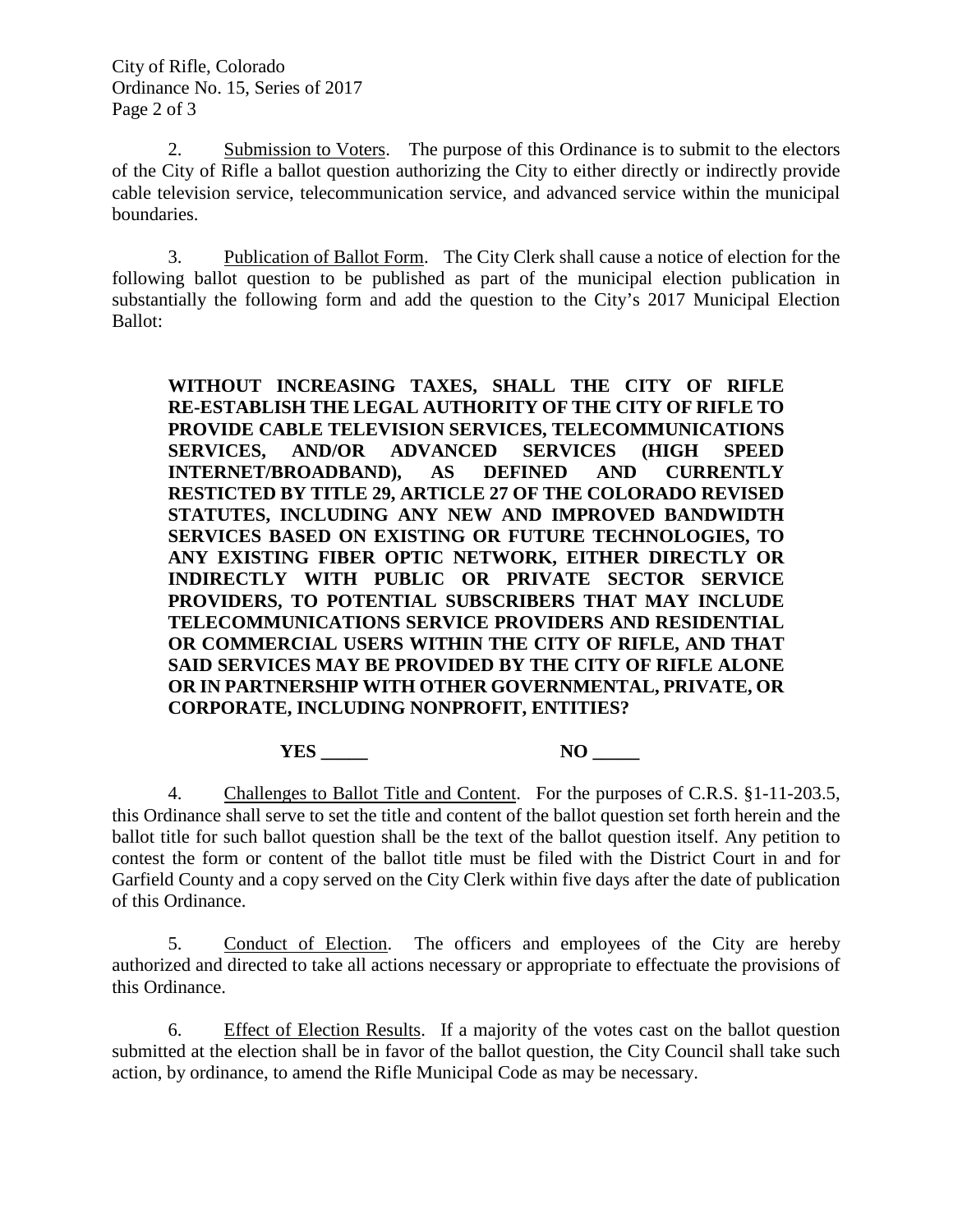2. Submission to Voters. The purpose of this Ordinance is to submit to the electors of the City of Rifle a ballot question authorizing the City to either directly or indirectly provide cable television service, telecommunication service, and advanced service within the municipal boundaries.

3. Publication of Ballot Form. The City Clerk shall cause a notice of election for the following ballot question to be published as part of the municipal election publication in substantially the following form and add the question to the City's 2017 Municipal Election Ballot:

> **WITHOUT INCREASING TAXES, SHALL THE CITY OF RIFLE RE-ESTABLISH THE LEGAL AUTHORITY OF THE CITY OF RIFLE TO PROVIDE CABLE TELEVISION SERVICES, TELECOMMUNICATIONS SERVICES, AND/OR ADVANCED SERVICES (HIGH SPEED INTERNET/BROADBAND), AS DEFINED AND CURRENTLY RESTICTED BY TITLE 29, ARTICLE 27 OF THE COLORADO REVISED STATUTES, INCLUDING ANY NEW AND IMPROVED BANDWIDTH SERVICES BASED ON EXISTING OR FUTURE TECHNOLOGIES, TO ANY EXISTING FIBER OPTIC NETWORK, EITHER DIRECTLY OR INDIRECTLY WITH PUBLIC OR PRIVATE SECTOR SERVICE PROVIDERS, TO POTENTIAL SUBSCRIBERS THAT MAY INCLUDE TELECOMMUNICATIONS SERVICE PROVIDERS AND RESIDENTIAL OR COMMERCIAL USERS WITHIN THE CITY OF RIFLE, AND THAT SAID SERVICES MAY BE PROVIDED BY THE CITY OF RIFLE ALONE OR IN PARTNERSHIP WITH OTHER GOVERNMENTAL, PRIVATE, OR CORPORATE, INCLUDING NONPROFIT, ENTITIES?**
>
> **YES _____** **NO _____**

4. Challenges to Ballot Title and Content. For the purposes of C.R.S. §1-11-203.5, this Ordinance shall serve to set the title and content of the ballot question set forth herein and the ballot title for such ballot question shall be the text of the ballot question itself. Any petition to contest the form or content of the ballot title must be filed with the District Court in and for Garfield County and a copy served on the City Clerk within five days after the date of publication of this Ordinance.

5. Conduct of Election. The officers and employees of the City are hereby authorized and directed to take all actions necessary or appropriate to effectuate the provisions of this Ordinance.

6. Effect of Election Results. If a majority of the votes cast on the ballot question submitted at the election shall be in favor of the ballot question, the City Council shall take such action, by ordinance, to amend the Rifle Municipal Code as may be necessary.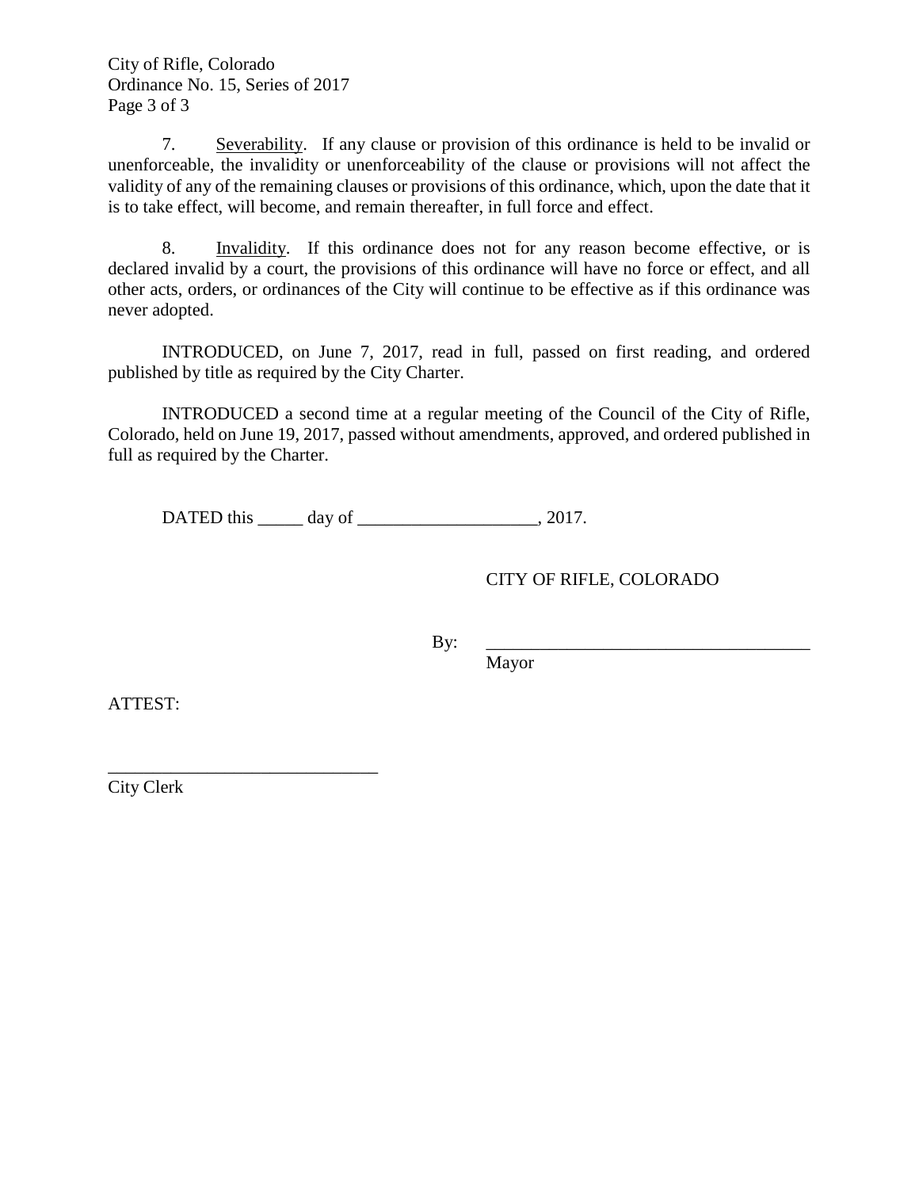7. Severability. If any clause or provision of this ordinance is held to be invalid or unenforceable, the invalidity or unenforceability of the clause or provisions will not affect the validity of any of the remaining clauses or provisions of this ordinance, which, upon the date that it is to take effect, will become, and remain thereafter, in full force and effect.

8. Invalidity. If this ordinance does not for any reason become effective, or is declared invalid by a court, the provisions of this ordinance will have no force or effect, and all other acts, orders, or ordinances of the City will continue to be effective as if this ordinance was never adopted.

INTRODUCED, on June 7, 2017, read in full, passed on first reading, and ordered published by title as required by the City Charter.

INTRODUCED a second time at a regular meeting of the Council of the City of Rifle, Colorado, held on June 19, 2017, passed without amendments, approved, and ordered published in full as required by the Charter.

DATED this _____ day of ____________________, 2017.

CITY OF RIFLE, COLORADO

By: ____________________________________
Mayor

ATTEST:

______________________________
City Clerk